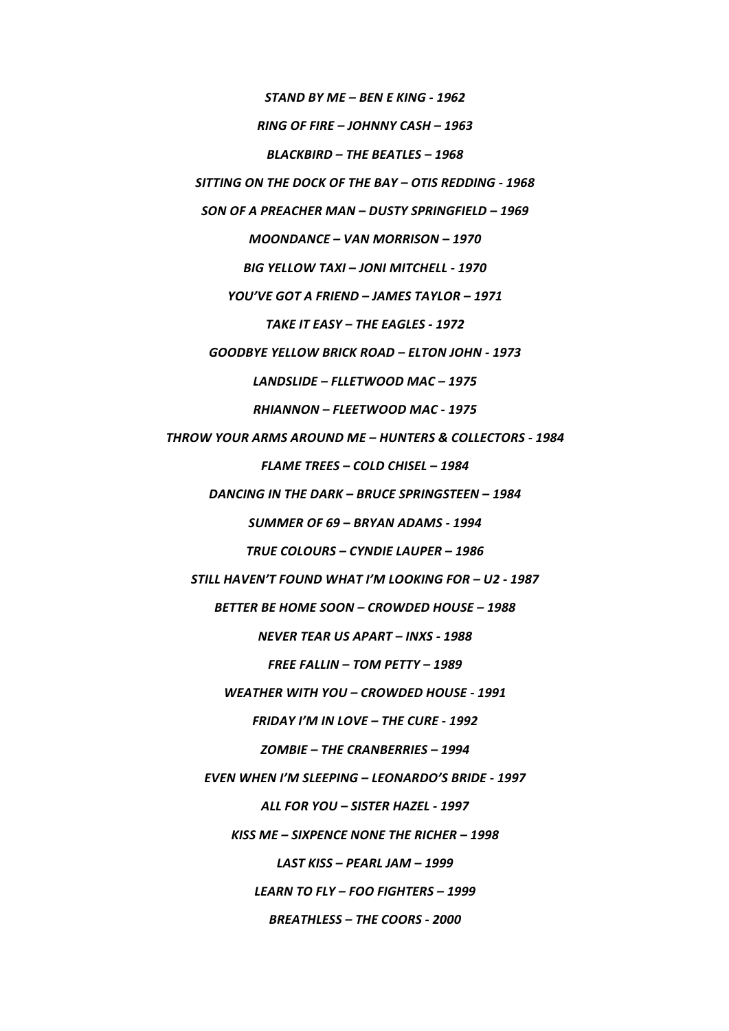*STAND BY ME – BEN E KING - 1962*

*RING OF FIRE – JOHNNY CASH – 1963*

*BLACKBIRD – THE BEATLES – 1968*

*SITTING ON THE DOCK OF THE BAY – OTIS REDDING - 1968*

*SON OF A PREACHER MAN – DUSTY SPRINGFIELD – 1969*

*MOONDANCE – VAN MORRISON – 1970*

*BIG YELLOW TAXI – JONI MITCHELL - 1970*

*YOU'VE GOT A FRIEND – JAMES TAYLOR – 1971*

*TAKE IT EASY – THE EAGLES - 1972*

*GOODBYE YELLOW BRICK ROAD – ELTON JOHN - 1973*

*LANDSLIDE – FLLETWOOD MAC – 1975*

*RHIANNON – FLEETWOOD MAC - 1975*

*THROW YOUR ARMS AROUND ME – HUNTERS & COLLECTORS - 1984*

*FLAME TREES – COLD CHISEL – 1984*

*DANCING IN THE DARK – BRUCE SPRINGSTEEN – 1984*

*SUMMER OF 69 – BRYAN ADAMS - 1994*

*TRUE COLOURS – CYNDIE LAUPER – 1986*

*STILL HAVEN'T FOUND WHAT I'M LOOKING FOR – U2 - 1987*

*BETTER BE HOME SOON – CROWDED HOUSE – 1988*

*NEVER TEAR US APART – INXS - 1988*

*FREE FALLIN – TOM PETTY – 1989*

*WEATHER WITH YOU – CROWDED HOUSE - 1991*

*FRIDAY I'M IN LOVE – THE CURE - 1992*

*ZOMBIE – THE CRANBERRIES – 1994*

*EVEN WHEN I'M SLEEPING – LEONARDO'S BRIDE - 1997*

*ALL FOR YOU – SISTER HAZEL - 1997*

*KISS ME – SIXPENCE NONE THE RICHER – 1998*

*LAST KISS – PEARL JAM – 1999*

*LEARN TO FLY – FOO FIGHTERS – 1999*

*BREATHLESS – THE COORS - 2000*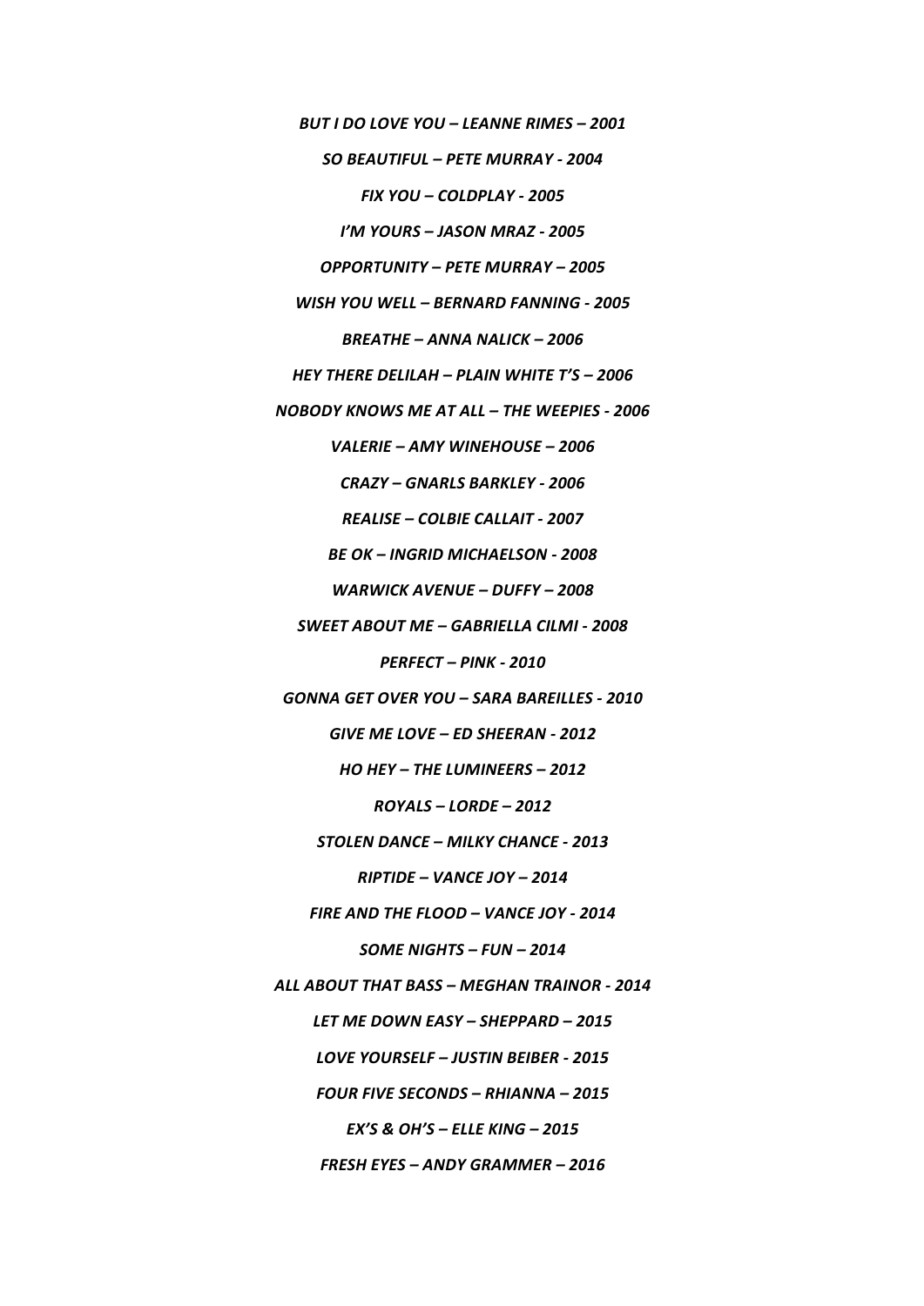*BUT I DO LOVE YOU – LEANNE RIMES – 2001*

*SO BEAUTIFUL – PETE MURRAY - 2004*

*FIX YOU – COLDPLAY - 2005*

*I'M YOURS – JASON MRAZ - 2005*

*OPPORTUNITY – PETE MURRAY – 2005*

*WISH YOU WELL – BERNARD FANNING - 2005*

*BREATHE – ANNA NALICK – 2006*

*HEY THERE DELILAH – PLAIN WHITE T'S – 2006*

*NOBODY KNOWS ME AT ALL – THE WEEPIES - 2006*

*VALERIE – AMY WINEHOUSE – 2006*

*CRAZY – GNARLS BARKLEY - 2006*

*REALISE – COLBIE CALLAIT - 2007*

*BE OK – INGRID MICHAELSON - 2008*

*WARWICK AVENUE – DUFFY – 2008*

*SWEET ABOUT ME – GABRIELLA CILMI - 2008*

*PERFECT – PINK - 2010*

*GONNA GET OVER YOU – SARA BAREILLES - 2010*

*GIVE ME LOVE – ED SHEERAN - 2012*

*HO HEY – THE LUMINEERS – 2012*

*ROYALS – LORDE – 2012*

*STOLEN DANCE – MILKY CHANCE - 2013*

*RIPTIDE – VANCE JOY – 2014*

*FIRE AND THE FLOOD – VANCE JOY - 2014*

*SOME NIGHTS – FUN – 2014*

*ALL ABOUT THAT BASS – MEGHAN TRAINOR - 2014*

*LET ME DOWN EASY – SHEPPARD – 2015*

*LOVE YOURSELF – JUSTIN BEIBER - 2015*

*FOUR FIVE SECONDS – RHIANNA – 2015*

*EX'S & OH'S – ELLE KING – 2015*

*FRESH EYES – ANDY GRAMMER – 2016*